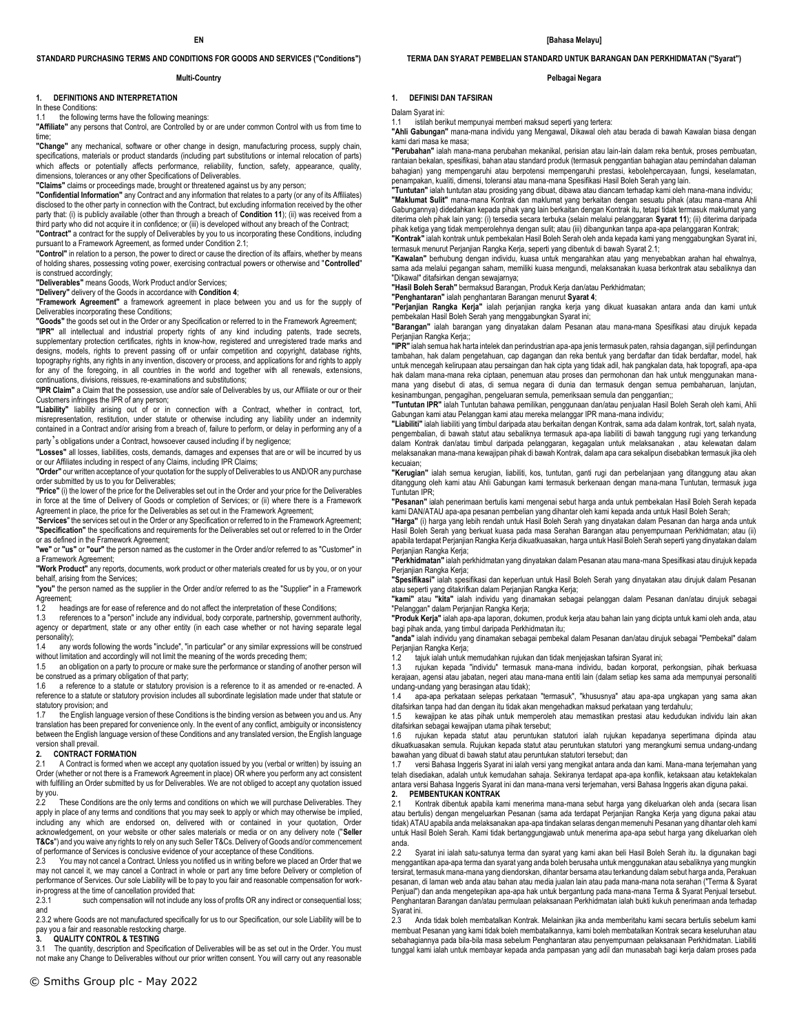**EN**

## STANDARD PURCHASING TERMS AND CONDITIONS FOR GOODS AND SERVICES ("Conditions")

**Multi-Country**

### 1. DEFINITIONS AND INTERPRETATION

In these Conditions:

1.1 the following terms have the following meanings:

**"Affiliate"** any persons that Control, are Controlled by or are under common Control with us from time to time;

**"Change"** any mechanical, software or other change in design, manufacturing process, supply chain, specifications, materials or product standards (including part substitutions or internal relocation of parts) which affects or potentially affects performance, reliability, function, safety, appearance, quality, dimensions, tolerances or any other Specifications of Deliverables.

**"Claims"** claims or proceedings made, brought or threatened against us by any person;

**"Confidential Information"** any Contract and any information that relates to a party (or any of its Affiliates) disclosed to the other party in connection with the Contract, but excluding information received by the other party that: (i) is publicly available (other than through a breach of **Condition 11**); (ii) was received from a third party who did not acquire it in confidence; or (iii) is developed without any breach of the Contract;

**"Contract"** a contract for the supply of Deliverables by you to us incorporating these Conditions, including pursuant to a Framework Agreement, as formed under Condition 2.1;

**"Control"** in relation to a person, the power to direct or cause the direction of its affairs, whether by means of holding shares, possessing voting power, exercising contractual powers or otherwise and "**Controlled**" is construed accordingly;

**"Deliverables"** means Goods, Work Product and/or Services;

**"Delivery"** delivery of the Goods in accordance with **Condition 4**;

**"Framework Agreement"** a framework agreement in place between you and us for the supply of Deliverables incorporating these Conditions;

**"Goods"** the goods set out in the Order or any Specification or referred to in the Framework Agreement;

**"IPR"** all intellectual and industrial property rights of any kind including patents, trade secrets, supplementary protection certificates, rights in know-how, registered and unregistered trade marks and designs, models, rights to prevent passing off or unfair competition and copyright, database rights, topography rights, any rights in any invention, discovery or process, and applications for and rights to apply for any of the foregoing, in all countries in the world and together with all renewals, extensions, continuations, divisions, reissues, re-examinations and substitutions;

**"IPR Claim"** a Claim that the possession, use and/or sale of Deliverables by us, our Affiliate or our or their Customers infringes the IPR of any person;

**"Liability"** liability arising out of or in connection with a Contract, whether in contract, tort, misrepresentation, restitution, under statute or otherwise including any liability under an indemnity contained in a Contract and/or arising from a breach of, failure to perform, or delay in performing any of a party's obligations under a Contract, howsoever caused including if by negligence;

**"Losses"** all losses, liabilities, costs, demands, damages and expenses that are or will be incurred by us or our Affiliates including in respect of any Claims, including IPR Claims;

**"Order"** our written acceptance of your quotation for the supply of Deliverables to us AND/OR any purchase order submitted by us to you for Deliverables;

**"Price"** (i) the lower of the price for the Deliverables set out in the Order and your price for the Deliverables in force at the time of Delivery of Goods or completion of Services; or (ii) where there is a Framework Agreement in place, the price for the Deliverables as set out in the Framework Agreement;

"**Services**" the services set out in the Order or any Specification or referred to in the Framework Agreement;

**"Specification"** the specifications and requirements for the Deliverables set out or referred to in the Order or as defined in the Framework Agreement;

**"we"** or **"us"** or **"our"** the person named as the customer in the Order and/or referred to as "Customer" in a Framework Agreement;

**"Work Product"** any reports, documents, work product or other materials created for us by you, or on your behalf, arising from the Services;

**"you"** the person named as the supplier in the Order and/or referred to as the "Supplier" in a Framework Agreement;

1.2 headings are for ease of reference and do not affect the interpretation of these Conditions;

1.3 references to a "person" include any individual, body corporate, partnership, government authority, agency or department, state or any other entity (in each case whether or not having separate legal personality);

1.4 any words following the words "include", "in particular" or any similar expressions will be construed without limitation and accordingly will not limit the meaning of the words preceding them;

1.5 an obligation on a party to procure or make sure the performance or standing of another person will be construed as a primary obligation of that party;

1.6 a reference to a statute or statutory provision is a reference to it as amended or re-enacted. A reference to a statute or statutory provision includes all subordinate legislation made under that statute or statutory provision; and

1.7 the English language version of these Conditions is the binding version as between you and us. Any translation has been prepared for convenience only. In the event of any conflict, ambiguity or inconsistency between the English language version of these Conditions and any translated version, the English language version shall prevail.

### 2. CONTRACT FORMATION

2.1 A Contract is formed when we accept any quotation issued by you (verbal or written) by issuing an Order (whether or not there is a Framework Agreement in place) OR where you perform any act consistent with fulfilling an Order submitted by us for Deliverables. We are not obliged to accept any quotation issued by you.

2.2 These Conditions are the only terms and conditions on which we will purchase Deliverables. They apply in place of any terms and conditions that you may seek to apply or which may otherwise be implied, including any which are endorsed on, delivered with or contained in your quotation, Order acknowledgement, on your website or other sales materials or media or on any delivery note ("**Seller T&Cs**") and you waive any rights to rely on any such Seller T&Cs. Delivery of Goods and/or commencement of performance of Services is conclusive evidence of your acceptance of these Conditions.

2.3 You may not cancel a Contract. Unless you notified us in writing before we placed an Order that we may not cancel it, we may cancel a Contract in whole or part any time before Delivery or completion of performance of Services. Our sole Liability will be to pay to you fair and reasonable compensation for work-in-progress at the time of cancellation provided that:

2.3.1 such compensation will not include any loss of profits OR any indirect or consequential loss; and

2.3.2 where Goods are not manufactured specifically for us to our Specification, our sole Liability will be to pay you a fair and reasonable restocking charge.

### 3. QUALITY CONTROL & TESTING

3.1 The quantity, description and Specification of Deliverables will be as set out in the Order. You must not make any Change to Deliverables without our prior written consent. You will carry out any reasonable

**[Bahasa Melayu]**

## TERMA DAN SYARAT PEMBELIAN STANDARD UNTUK BARANGAN DAN PERKHIDMATAN ("Syarat")

**Pelbagai Negara**

### 1. DEFINISI DAN TAFSIRAN

Dalam Syarat ini:

1.1 istilah berikut mempunyai memberi maksud seperti yang tertera:

**"Ahli Gabungan"** mana-mana individu yang Mengawal, Dikawal oleh atau berada di bawah Kawalan biasa dengan kami dari masa ke masa;

**"Perubahan"** ialah mana-mana perubahan mekanikal, perisian atau lain-lain dalam reka bentuk, proses pembuatan, rantaian bekalan, spesifikasi, bahan atau standard produk (termasuk penggantian bahagian atau pemindahan dalaman bahagian) yang mempengaruhi atau berpotensi mempengaruhi prestasi, kebolehpercayaan, fungsi, keselamatan, penampakan, kualiti, dimensi, toleransi atau mana-mana Spesifikasi Hasil Boleh Serah yang lain.

**"Tuntutan"** ialah tuntutan atau prosiding yang dibuat, dibawa atau diancam terhadap kami oleh mana-mana individu;

**"Maklumat Sulit"** mana-mana Kontrak dan maklumat yang berkaitan dengan sesuatu pihak (atau mana-mana Ahli Gabungannya) didedahkan kepada pihak yang lain berkaitan dengan Kontrak itu, tetapi tidak termasuk maklumat yang diterima oleh pihak lain yang: (i) tersedia secara terbuka (selain melalui pelanggaran **Syarat 11**); (ii) diterima daripada pihak ketiga yang tidak memperolehnya dengan sulit; atau (iii) dibangunkan tanpa apa-apa pelanggaran Kontrak;

**"Kontrak"** ialah kontrak untuk pembekalan Hasil Boleh Serah oleh anda kepada kami yang menggabungkan Syarat ini, termasuk menurut Perjanjian Rangka Kerja, seperti yang dibentuk di bawah Syarat 2.1;

**"Kawalan"** berhubung dengan individu, kuasa untuk mengarahkan atau yang menyebabkan arahan hal ehwalnya, sama ada melalui pegangan saham, memiliki kuasa mengundi, melaksanakan kuasa berkontrak atau sebaliknya dan "Dikawal" ditafsirkan dengan sewajarnya;

**"Hasil Boleh Serah"** bermaksud Barangan, Produk Kerja dan/atau Perkhidmatan;

**"Penghantaran"** ialah penghantaran Barangan menurut **Syarat 4**;

**"Perjanjian Rangka Kerja"** ialah perjanjian rangka kerja yang dikuat kuasakan antara anda dan kami untuk pembekalan Hasil Boleh Serah yang menggabungkan Syarat ini;

**"Barangan"** ialah barangan yang dinyatakan dalam Pesanan atau mana-mana Spesifikasi atau dirujuk kepada Perjanjian Rangka Kerja;;

**"IPR"** ialah semua hak harta intelek dan perindustrian apa-apa jenis termasuk paten, rahsia dagangan, sijil perlindungan tambahan, hak dalam pengetahuan, cap dagangan dan reka bentuk yang berdaftar dan tidak berdaftar, model, hak untuk mencegah kelirupaan atau persaingan dan hak cipta yang tidak adil, hak pangkalan data, hak topografi, apa-apa hak dalam mana-mana reka ciptaan, penemuan atau proses dan permohonan dan hak untuk menggunakan mana-mana yang disebut di atas, di semua negara di dunia dan termasuk dengan semua pembaharuan, lanjutan, kesinambungan, pengagihan, pengeluaran semula, pemeriksaan semula dan penggantian;;

**"Tuntutan IPR"** ialah Tuntutan bahawa pemilikan, penggunaan dan/atau penjualan Hasil Boleh Serah oleh kami, Ahli Gabungan kami atau Pelanggan kami atau mereka melanggar IPR mana-mana individu;

**"Liabiliti"** ialah liabiliti yang timbul daripada atau berkaitan dengan Kontrak, sama ada dalam kontrak, tort, salah nyata, pengembalian, di bawah statut atau sebaliknya termasuk apa-apa liabiliti di bawah tanggung rugi yang terkandung dalam Kontrak dan/atau timbul daripada pelanggaran, kegagalan untuk melaksanakan , atau kelewatan dalam melaksanakan mana-mana kewajipan pihak di bawah Kontrak, dalam apa cara sekalipun disebabkan termasuk jika oleh kecuaian;

**"Kerugian"** ialah semua kerugian, liabiliti, kos, tuntutan, ganti rugi dan perbelanjaan yang ditanggung atau akan ditanggung oleh kami atau Ahli Gabungan kami termasuk berkenaan dengan mana-mana Tuntutan, termasuk juga Tuntutan IPR;

**"Pesanan"** ialah penerimaan bertulis kami mengenai sebut harga anda untuk pembekalan Hasil Boleh Serah kepada kami DAN/ATAU apa-apa pesanan pembelian yang dihantar oleh kami kepada anda untuk Hasil Boleh Serah;

**"Harga"** (i) harga yang lebih rendah untuk Hasil Boleh Serah yang dinyatakan dalam Pesanan dan harga anda untuk Hasil Boleh Serah yang berkuat kuasa pada masa Serahan Barangan atau penyempurnaan Perkhidmatan; atau (ii) apabila terdapat Perjanjian Rangka Kerja dikuatkuasakan, harga untuk Hasil Boleh Serah seperti yang dinyatakan dalam Perjanjian Rangka Kerja;

**"Perkhidmatan"** ialah perkhidmatan yang dinyatakan dalam Pesanan atau mana-mana Spesifikasi atau dirujuk kepada Perjanjian Rangka Kerja;

**"Spesifikasi"** ialah spesifikasi dan keperluan untuk Hasil Boleh Serah yang dinyatakan atau dirujuk dalam Pesanan atau seperti yang ditakrifkan dalam Perjanjian Rangka Kerja;

**"kami"** atau **"kita"** ialah individu yang dinamakan sebagai pelanggan dalam Pesanan dan/atau dirujuk sebagai "Pelanggan" dalam Perjanjian Rangka Kerja;

**"Produk Kerja"** ialah apa-apa laporan, dokumen, produk kerja atau bahan lain yang dicipta untuk kami oleh anda, atau bagi pihak anda, yang timbul daripada Perkhidmatan itu;

**"anda"** ialah individu yang dinamakan sebagai pembekal dalam Pesanan dan/atau dirujuk sebagai "Pembekal" dalam Perjanjian Rangka Kerja;

1.2 tajuk ialah untuk memudahkan rujukan dan tidak menjejaskan tafsiran Syarat ini;

1.3 rujukan kepada "individu" termasuk mana-mana individu, badan korporat, perkongsian, pihak berkuasa kerajaan, agensi atau jabatan, negeri atau mana-mana entiti lain (dalam setiap kes sama ada mempunyai personaliti undang-undang yang berasingan atau tidak);

1.4 apa-apa perkataan selepas perkataan "termasuk", "khususnya" atau apa-apa ungkapan yang sama akan ditafsirkan tanpa had dan dengan itu tidak akan mengehadkan maksud perkataan yang terdahulu;

1.5 kewajipan ke atas pihak untuk memperoleh atau memastikan prestasi atau kedudukan individu lain akan ditafsirkan sebagai kewajipan utama pihak tersebut;

1.6 rujukan kepada statut atau peruntukan statutori ialah rujukan kepadanya sepertimana dipinda atau dikuatkuasakan semula. Rujukan kepada statut atau peruntukan statutori yang merangkumi semua undang-undang bawahan yang dibuat di bawah statut atau peruntukan statutori tersebut; dan

1.7 versi Bahasa Inggeris Syarat ini ialah versi yang mengikat antara anda dan kami. Mana-mana terjemahan yang telah disediakan, adalah untuk kemudahan sahaja. Sekiranya terdapat apa-apa konflik, ketaksaan atau ketaktekalan antara versi Bahasa Inggeris Syarat ini dan mana-mana versi terjemahan, versi Bahasa Inggeris akan diguna pakai.

### 2. PEMBENTUKAN KONTRAK

2.1 Kontrak dibentuk apabila kami menerima mana-mana sebut harga yang dikeluarkan oleh anda (secara lisan atau bertulis) dengan mengeluarkan Pesanan (sama ada terdapat Perjanjian Rangka Kerja yang diguna pakai atau tidak) ATAU apabila anda melaksanakan apa-apa tindakan selaras dengan memenuhi Pesanan yang dihantar oleh kami untuk Hasil Boleh Serah. Kami tidak bertanggungjawab untuk menerima apa-apa sebut harga yang dikeluarkan oleh anda.

2.2 Syarat ini ialah satu-satunya terma dan syarat yang kami akan beli Hasil Boleh Serah itu. Ia digunakan bagi menggantikan apa-apa terma dan syarat yang anda boleh berusaha untuk menggunakan atau sebaliknya yang mungkin tersirat, termasuk mana-mana yang diendorskan, dihantar bersama atau terkandung dalam sebut harga anda, Perakuan pesanan, di laman web anda atau bahan atau media jualan lain atau pada mana-mana nota serahan ("Terma & Syarat Penjual") dan anda mengetepikan apa-apa hak untuk bergantung pada mana-mana Terma & Syarat Penjual tersebut. Penghantaran Barangan dan/atau permulaan pelaksanaan Perkhidmatan ialah bukti kukuh penerimaan anda terhadap Syarat ini.

2.3 Anda tidak boleh membatalkan Kontrak. Melainkan jika anda memberitahu kami secara bertulis sebelum kami membuat Pesanan yang kami tidak boleh membatalkannya, kami boleh membatalkan Kontrak secara keseluruhan atau sebahagiannya pada bila-bila masa sebelum Penghantaran atau penyempurnaan pelaksanaan Perkhidmatan. Liabiliti tunggal kami ialah untuk membayar kepada anda pampasan yang adil dan munasabah bagi kerja dalam proses pada

© Smiths Group plc - May 2022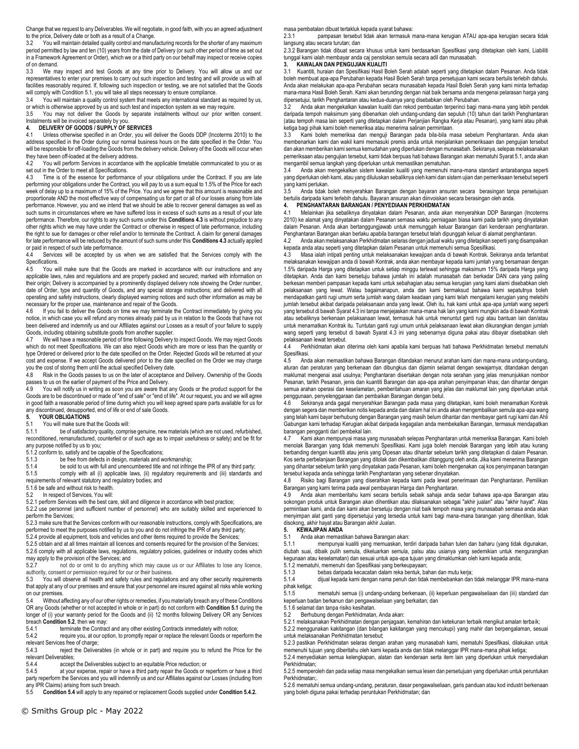Change that we request to any Deliverables. We will negotiate, in good faith, with you an agreed adjustment to the price, Delivery date or both as a result of a Change.

3.2 You will maintain detailed quality control and manufacturing records for the shorter of any maximum period permitted by law and ten (10) years from the date of Delivery (or such other period of time as set out in a Framework Agreement or Order), which we or a third party on our behalf may inspect or receive copies of on demand.

3.3 We may inspect and test Goods at any time prior to Delivery. You will allow us and our representatives to enter your premises to carry out such inspection and testing and will provide us with all facilities reasonably required. If, following such inspection or testing, we are not satisfied that the Goods will comply with Condition 5.1, you will take all steps necessary to ensure compliance.

3.4 You will maintain a quality control system that meets any international standard as required by us, or which is otherwise approved by us and such test and inspection system as we may require.

3.5 You may not deliver the Goods by separate instalments without our prior written consent. Instalments will be invoiced separately by you.

### 4. DELIVERY OF GOODS / SUPPLY OF SERVICES

4.1 Unless otherwise specified in an Order, you will deliver the Goods DDP (Incoterms 2010) to the address specified in the Order during our normal business hours on the date specified in the Order. You will be responsible for off-loading the Goods from the delivery vehicle. Delivery of the Goods will occur when they have been off-loaded at the delivery address.

4.2 You will perform Services in accordance with the applicable timetable communicated to you or as set out in the Order to meet all Specifications.

4.3 Time is of the essence for performance of your obligations under the Contract. If you are late performing your obligations under the Contract, you will pay to us a sum equal to 1.5% of the Price for each week of delay up to a maximum of 15% of the Price. You and we agree that this amount is reasonable and proportionate AND the most effective way of compensating us for part or all of our losses arising from late performance. However, you and we intend that we should be able to recover general damages as well as such sums in circumstances where we have suffered loss in excess of such sums as a result of your late performance. Therefore, our rights to any such sums under this **Conditions 4.3** is without prejudice to any other rights which we may have under the Contract or otherwise in respect of late performance, including the right to sue for damages or other relief and/or to terminate the Contract. A claim for general damages for late performance will be reduced by the amount of such sums under this **Conditions 4.3** actually applied or paid in respect of such late performance.

4.4 Services will be accepted by us when we are satisfied that the Services comply with the Specifications.

4.5 You will make sure that the Goods are marked in accordance with our instructions and any applicable laws, rules and regulations and are properly packed and secured; marked with information on their origin; Delivery is accompanied by a prominently displayed delivery note showing the Order number, date of Order, type and quantity of Goods, and any special storage instructions; and delivered with all operating and safety instructions, clearly displayed warning notices and such other information as may be necessary for the proper use, maintenance and repair of the Goods.

4.6 If you fail to deliver the Goods on time we may terminate the Contract immediately by giving you notice, in which case you will refund any monies already paid by us in relation to the Goods that have not been delivered and indemnify us and our Affiliates against our Losses as a result of your failure to supply Goods, including obtaining substitute goods from another supplier.

4.7 We will have a reasonable period of time following Delivery to inspect Goods. We may reject Goods which do not meet Specifications. We can also reject Goods which are more or less than the quantity or type Ordered or delivered prior to the date specified on the Order. Rejected Goods will be returned at your cost and expense. If we accept Goods delivered prior to the date specified on the Order we may charge you the cost of storing them until the actual specified Delivery date.

4.8 Risk in the Goods passes to us on the later of acceptance and Delivery. Ownership of the Goods passes to us on the earlier of payment of the Price and Delivery.

4.9 You will notify us in writing as soon you are aware that any Goods or the product support for the Goods are to be discontinued or made of "end of sale" or "end of life". At our request, you and we will agree in good faith a reasonable period of time during which you will keep agreed spare parts available for us for any discontinued, desupported, end of life or end of sale Goods.

### 5. YOUR OBLIGATIONS

5.1 You will make sure that the Goods will:

5.1.1 be of satisfactory quality, comprise genuine, new materials (which are not used, refurbished, reconditioned, remanufactured, counterfeit or of such age as to impair usefulness or safety) and be fit for any purpose notified by us to you;

5.1.2 conform to, satisfy and be capable of the Specifications;

5.1.3 be free from defects in design, materials and workmanship;

5.1.4 be sold to us with full and unencumbered title and not infringe the IPR of any third party;

5.1.5 comply with all (i) applicable laws, (ii) regulatory requirements and (iii) standards and requirements of relevant statutory and regulatory bodies; and

5.1.6 be safe and without risk to health.

5.2 In respect of Services, You will:

5.2.1 perform Services with the best care, skill and diligence in accordance with best practice;

5.2.2 use personnel (and sufficient number of personnel) who are suitably skilled and experienced to perform the Services;

5.2.3 make sure that the Services conform with our reasonable instructions, comply with Specifications, are performed to meet the purposes notified by us to you and do not infringe the IPR of any third party;

5.2.4 provide all equipment, tools and vehicles and other items required to provide the Services;

5.2.5 obtain and at all times maintain all licences and consents required for the provision of the Services;

5.2.6 comply with all applicable laws, regulations, regulatory policies, guidelines or industry codes which may apply to the provision of the Services; and

5.2.7 not do or omit to do anything which may cause us or our Affiliates to lose any licence, authority, consent or permission required for our or their business.

5.3 You will observe all health and safety rules and regulations and any other security requirements that apply at any of our premises and ensure that your personnel are insured against all risks while working on our premises.

5.4 Without affecting any of our other rights or remedies, if you materially breach any of these Conditions OR any Goods (whether or not accepted in whole or in part) do not conform with **Condition 5.1** during the longer of (i) your warranty period for the Goods and (ii) 12 months following Delivery OR any Services breach **Condition 5.2**, then we may:

5.4.1 terminate the Contract and any other existing Contracts immediately with notice;

5.4.2 require you, at our option, to promptly repair or replace the relevant Goods or reperform the relevant Services free of charge;

5.4.3 reject the Deliverables (in whole or in part) and require you to refund the Price for the relevant Deliverables;

5.4.4 accept the Deliverables subject to an equitable Price reduction; or

5.4.5 at your expense, repair or have a third party repair the Goods or reperform or have a third party reperform the Services and you will indemnify us and our Affiliates against our Losses (including from any IPR Claims) arising from such breach.

5.5 **Condition 5.4** will apply to any repaired or replacement Goods supplied under **Condition 5.4.2.**

masa pembatalan dibuat tertakluk kepada syarat bahawa:

2.3.1 pampasan tersebut tidak akan termasuk mana-mana kerugian ATAU apa-apa kerugian secara tidak langsung atau secara turutan; dan

2.3.2 Barangan tidak dibuat secara khusus untuk kami berdasarkan Spesifikasi yang ditetapkan oleh kami, Liabiliti tunggal kami ialah membayar anda caj penstokan semula secara adil dan munasabah.

### 3. KAWALAN DAN PENGUJIAN KUALITI

3.1 Kuantiti, huraian dan Spesifikasi Hasil Boleh Serah adalah seperti yang ditetapkan dalam Pesanan. Anda tidak boleh membuat apa-apa Perubahan kepada Hasil Boleh Serah tanpa persetujuan kami secara bertulis terlebih dahulu. Anda akan melakukan apa-apa Perubahan secara munasabah kepada Hasil Boleh Serah yang kami minta terhadap mana-mana Hasil Boleh Serah. Kami akan berunding dengan niat baik bersama anda mengenai pelarasan harga yang dipersetujui, tarikh Penghantaran atau kedua-duanya yang disebabkan oleh Perubahan.

3.2 Anda akan mengekalkan kawalan kualiti dan rekod pembuatan terperinci bagi mana-mana yang lebih pendek daripada tempoh maksimum yang dibenarkan oleh undang-undang dan sepuluh (10) tahun dari tarikh Penghantaran (atau tempoh masa lain seperti yang ditetapkan dalam Perjanjian Rangka Kerja atau Pesanan), yang kami atau pihak ketiga bagi pihak kami boleh memeriksa atau menerima salinan permintaan.

3.3 Kami boleh memeriksa dan menguji Barangan pada bila-bila masa sebelum Penghantaran. Anda akan membenarkan kami dan wakil kami memasuki premis anda untuk menjalankan pemeriksaan dan pengujian tersebut dan akan memberikan kami semua kemudahan yang diperlukan dengan munasabah. Sekiranya, selepas melaksanakan pemeriksaan atau pengujian tersebut, kami tidak berpuas hati bahawa Barangan akan mematuhi Syarat 5.1, anda akan mengambil semua langkah yang diperlukan untuk memastikan pematuhan.

3.4 Anda akan mengekalkan sistem kawalan kualiti yang memenuhi mana-mana standard antarabangsa seperti yang diperlukan oleh kami, atau yang diluluskan sebaliknya oleh kami dan sistem ujian dan pemeriksaan tersebut seperti yang kami perlukan.

3.5 Anda tidak boleh menyerahkan Barangan dengan bayaran ansuran secara berasingan tanpa persetujuan bertulis daripada kami terlebih dahulu. Bayaran ansuran akan diinvoiskan secara berasingan oleh anda.

### 4. PENGHANTARAN BARANGAN / PENYEDIAAN PERKHIDMATAN

4.1 Melainkan jika sebaliknya dinyatakan dalam Pesanan, anda akan menyerahkan DDP Barangan (Incoterms 2010) ke alamat yang dinyatakan dalam Pesanan semasa waktu perniagaan biasa kami pada tarikh yang dinyatakan dalam Pesanan. Anda akan bertanggungjawab untuk memunggah keluar Barangan dari kenderaan penghantaran. Penghantaran Barangan akan berlaku apabila barangan tersebut telah dipunggah keluar di alamat penghantaran.

4.2 Anda akan melaksanakan Perkhidmatan selaras dengan jadual waktu yang ditetapkan seperti yang disampaikan kepada anda atau seperti yang ditetapkan dalam Pesanan untuk memenuhi semua Spesifikasi.

4.3 Masa ialah intipati penting untuk melaksanakan kewajipan anda di bawah Kontrak. Sekiranya anda terlambat melaksanakan kewajipan anda di bawah Kontrak, anda akan membayar kepada kami jumlah yang bersamaan dengan 1.5% daripada Harga yang ditetapkan untuk setiap minggu terlewat sehingga maksimum 15% daripada Harga yang ditetapkan. Anda dan kami bersetuju bahawa jumlah ini adalah munasabah dan berkadar DAN cara yang paling berkesan memberi pampasan kepada kami untuk sebahagian atau semua kerugian yang kami alami disebabkan oleh pelaksanaan yang lewat. Walau bagaimanapun, anda dan kami bermaksud bahawa kami sepatutnya boleh mendapatkan ganti rugi umum serta jumlah wang dalam keadaan yang kami telah mengalami kerugian yang melebihi jumlah tersebut akibat daripada pelaksanaan anda yang lewat. Oleh itu, hak kami untuk apa-apa jumlah wang seperti yang tersebut di bawah Syarat 4.3 ini tanpa menjejaskan mana-mana hak lain yang kami mungkin ada di bawah Kontrak atau sebaliknya berkenaan pelaksanaan lewat, termasuk hak untuk menuntut ganti rugi atau bantuan lain dan/atau untuk menamatkan Kontrak itu. Tuntutan ganti rugi umum untuk pelaksanaan lewat akan dikurangkan dengan jumlah wang seperti yang tersebut di bawah Syarat 4.3 ini yang sebenarnya diguna pakai atau dibayar disebabkan oleh pelaksanaan lewat tersebut.

4.4 Perkhidmatan akan diterima oleh kami apabila kami berpuas hati bahawa Perkhidmatan tersebut mematuhi Spesifikasi.

4.5 Anda akan memastikan bahawa Barangan ditandakan menurut arahan kami dan mana-mana undang-undang, aturan dan peraturan yang berkenaan dan dibungkus dan dijamin selamat dengan sewajarnya; ditandakan dengan maklumat mengenai asal usulnya; Penghantaran disertakan dengan nota serahan yang jelas menunjukkan nombor Pesanan, tarikh Pesanan, jenis dan kuantiti Barangan dan apa-apa arahan penyimpanan khas; dan dihantar dengan semua arahan operasi dan keselamatan, pemberitahuan amaran yang jelas dan maklumat lain yang diperlukan untuk penggunaan, penyelenggaraan dan pembaikan Barangan dengan betul.

4.6 Sekiranya anda gagal menyerahkan Barangan pada masa yang ditetapkan, kami boleh menamatkan Kontrak dengan segera dan memberikan notis kepada anda dan dalam hal ini anda akan mengembalikan semula apa-apa wang yang telah kami bayar berhubung dengan Barangan yang masih belum dihantar dan membayar ganti rugi kami dan Ahli Gabungan kami terhadap Kerugian akibat daripada kegagalan anda membekalkan Barangan, termasuk mendapatkan barangan pengganti dari pembekal lain.

4.7 Kami akan mempunyai masa yang munasabah selepas Penghantaran untuk memeriksa Barangan. Kami boleh menolak Barangan yang tidak memenuhi Spesifikasi. Kami juga boleh menolak Barangan yang lebih atau kurang berbanding dengan kuantiti atau jenis yang Dipesan atau dihantar sebelum tarikh yang ditetapkan di dalam Pesanan. Kos serta perbelanjaan Barangan yang ditolak dan dikembalikan ditanggung oleh anda. Jika kami menerima Barangan yang dihantar sebelum tarikh yang ditetapkan pada Pesanan, kami boleh mengenakan caj kos penyimpanan barangan tersebut kepada anda sehingga tarikh Penghantaran yang sebenar dinyatakan.

4.8 Risiko bagi Barangan yang diserahkan kepada kami pada lewat penerimaan dan Penghantaran. Pemilikan Barangan yang kami terima pada awal pembayaran Harga dan Penghantaran.

4.9 Anda akan memberitahu kami secara bertulis sebaik sahaja anda sedar bahawa apa-apa Barangan atau sokongan produk untuk Barangan akan dihentikan atau dilaksanakan sebagai "akhir jualan" atau "akhir hayat". Atas permintaan kami, anda dan kami akan bersetuju dengan niat baik tempoh masa yang munasabah semasa anda akan menyimpan alat ganti yang dipersetujui yang tersedia untuk kami bagi mana-mana barangan yang dihentikan, tidak disokong, akhir hayat atau Barangan akhir Jualan.

### 5. KEWAJIPAN ANDA

5.1 Anda akan memastikan bahawa Barangan akan:

5.1.1 mempunyai kualiti yang memuaskan, terdiri daripada bahan tulen dan baharu (yang tidak digunakan, diubah suai, dibaik pulih semula, dikeluarkan semula, palsu atau usianya yang sedemikian untuk mengurangkan kegunaan atau keselamatan) dan sesuai untuk apa-apa tujuan yang dimaklumkan oleh kami kepada anda;

5.1.2 mematuhi, memenuhi dan Spesifikasi yang berupayaan;

5.1.3 bebas daripada kecacatan dalam reka bentuk, bahan dan mutu kerja;

5.1.4 dijual kepada kami dengan nama penuh dan tidak membebankan dan tidak melanggar IPR mana-mana pihak ketiga;

5.1.5 mematuhi semua (i) undang-undang berkenaan, (ii) keperluan pengawalseliaan dan (iii) standard dan keperluan badan berkanun dan pengawalseliaan yang berkaitan; dan

5.1.6 selamat dan tanpa risiko kesihatan.

5.2 Berhubung dengan Perkhidmatan, Anda akan:

5.2.1 melaksanakan Perkhidmatan dengan penjagaan, kemahiran dan ketekunan terbaik mengikut amalan terbaik;

5.2.2 menggunakan kakitangan (dan bilangan kakitangan yang mencukupi) yang mahir dan berpengalaman, sesuai untuk melaksanakan Perkhidmatan tersebut;

5.2.3 pastikan Perkhidmatan selaras dengan arahan yang munasabah kami, mematuhi Spesifikasi, dilakukan untuk memenuhi tujuan yang diberitahu oleh kami kepada anda dan tidak melanggar IPR mana-mana pihak ketiga;

5.2.4 menyediakan semua kelengkapan, alatan dan kenderaan serta item lain yang diperlukan untuk menyediakan Perkhidmatan;

5.2.5 memperoleh dan pada setiap masa mengekalkan semua lesen dan persetujuan yang diperlukan untuk peruntukan Perkhidmatan;.

5.2.6 mematuhi semua undang-undang, peraturan, dasar pengawalseliaan, garis panduan atau kod industri berkenaan yang boleh diguna pakai terhadap peruntukan Perkhidmatan; dan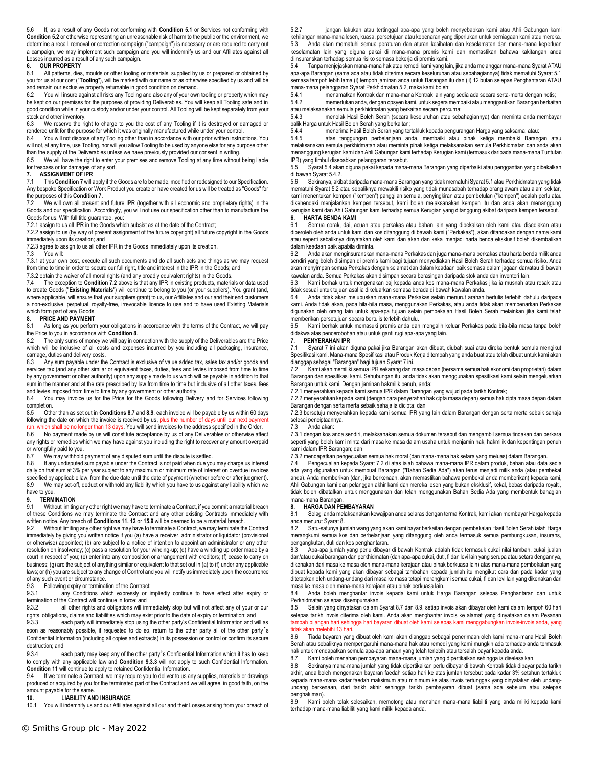5.6 If, as a result of any Goods not conforming with **Condition 5.1** or Services not conforming with **Condition 5.2** or otherwise representing an unreasonable risk of harm to the public or the environment, we determine a recall, removal or correction campaign ("campaign") is necessary or are required to carry out a campaign, we may implement such campaign and you will indemnify us and our Affiliates against all Losses incurred as a result of any such campaign.

## 6. OUR PROPERTY

6.1 All patterns, dies, moulds or other tooling or materials, supplied by us or prepared or obtained by you for us at our cost ("**Tooling**"), will be marked with our name or as otherwise specified by us and will be and remain our exclusive property returnable in good condition on demand.

6.2 You will insure against all risks any Tooling and also any of your own tooling or property which may be kept on our premises for the purposes of providing Deliverables. You will keep all Tooling safe and in good condition while in your custody and/or under your control. All Tooling will be kept separately from your stock and other inventory.

6.3 We reserve the right to charge to you the cost of any Tooling if it is destroyed or damaged or rendered unfit for the purpose for which it was originally manufactured while under your control.

6.4 You will not dispose of any Tooling other than in accordance with our prior written instructions. You will not, at any time, use Tooling, nor will you allow Tooling to be used by anyone else for any purpose other than the supply of the Deliverables unless we have previously provided our consent in writing.

6.5 We will have the right to enter your premises and remove Tooling at any time without being liable for trespass or for damages of any sort.

## 7. ASSIGNMENT OF IPR

7.1 This **Condition 7** will apply if the Goods are to be made, modified or redesigned to our Specification. Any bespoke Specification or Work Product you create or have created for us will be treated as "Goods" for the purposes of this **Condition 7.**

7.2 We will own all present and future IPR (together with all economic and proprietary rights) in the Goods and our specification. Accordingly, you will not use our specification other than to manufacture the Goods for us. With full title guarantee, you:

7.2.1 assign to us all IPR in the Goods which subsist as at the date of the Contract;

7.2.2 assign to us (by way of present assignment of the future copyright) all future copyright in the Goods immediately upon its creation; and

7.2.3 agree to assign to us all other IPR in the Goods immediately upon its creation.

7.3 You will:

7.3.1 at your own cost, execute all such documents and do all such acts and things as we may request from time to time in order to secure our full right, title and interest in the IPR in the Goods; and

7.3.2 obtain the waiver of all moral rights (and any broadly equivalent rights) in the Goods.

7.4 The exception to **Condition 7.2** above is that any IPR in existing products, materials or data used to create Goods ("**Existing Materials**") will continue to belong to you (or your suppliers). You grant (and, where applicable, will ensure that your suppliers grant) to us, our Affiliates and our and their end customers a non-exclusive, perpetual, royalty-free, irrevocable licence to use and to have used Existing Materials which form part of any Goods.

## 8. PRICE AND PAYMENT

8.1 As long as you perform your obligations in accordance with the terms of the Contract, we will pay the Price to you in accordance with **Condition 8**.

8.2 The only sums of money we will pay in connection with the supply of the Deliverables are the Price which will be inclusive of all costs and expenses incurred by you including all packaging, insurance, carriage, duties and delivery costs.

8.3 Any sum payable under the Contract is exclusive of value added tax, sales tax and/or goods and services tax (and any other similar or equivalent taxes, duties, fees and levies imposed from time to time by any government or other authority) upon any supply made to us which will be payable in addition to that sum in the manner and at the rate prescribed by law from time to time but inclusive of all other taxes, fees and levies imposed from time to time by any government or other authority.

8.4 You may invoice us for the Price for the Goods following Delivery and for Services following completion.

8.5 Other than as set out in **Conditions 8.7** and **8.9**, each invoice will be payable by us within 60 days following the date on which the invoice is received by us, plus the number of days until our next payment run, which shall be no longer than 13 days. You will send invoices to the address specified in the Order.

8.6 No payment made by us will constitute acceptance by us of any Deliverables or otherwise affect any rights or remedies which we may have against you including the right to recover any amount overpaid or wrongfully paid to you.

8.7 We may withhold payment of any disputed sum until the dispute is settled.

8.8 If any undisputed sum payable under the Contract is not paid when due you may charge us interest daily on that sum at 3% per year subject to any maximum or minimum rate of interest on overdue invoices specified by applicable law, from the due date until the date of payment (whether before or after judgment).

8.9 We may set-off, deduct or withhold any liability which you have to us against any liability which we have to you.

## 9. TERMINATION

9.1 Without limiting any other right we may have to terminate a Contract, if you commit a material breach of these Conditions we may terminate the Contract and any other existing Contracts immediately with written notice. Any breach of **Conditions 11, 12** or **15.9** will be deemed to be a material breach.

9.2 Without limiting any other right we may have to terminate a Contract, we may terminate the Contract immediately by giving you written notice if you (a) have a receiver, administrator or liquidator (provisional or otherwise) appointed; (b) are subject to a notice of intention to appoint an administrator or any other resolution on insolvency; (c) pass a resolution for your winding-up; (d) have a winding up order made by a court in respect of you; (e) enter into any composition or arrangement with creditors; (f) cease to carry on business; (g) are the subject of anything similar or equivalent to that set out in (a) to (f) under any applicable laws; or (h) you are subject to any change of Control and you will notify us immediately upon the occurrence of any such event or circumstance.

9.3 Following expiry or termination of the Contract:

9.3.1 any Conditions which expressly or impliedly continue to have effect after expiry or termination of the Contract will continue in force; and

9.3.2 all other rights and obligations will immediately stop but will not affect any of your or our rights, obligations, claims and liabilities which may exist prior to the date of expiry or termination; and

9.3.3 each party will immediately stop using the other party's Confidential Information and will as soon as reasonably possible, if requested to do so, return to the other party all of the other party's Confidential Information (including all copies and extracts) in its possession or control or confirm its secure destruction; and

9.3.4 each party may keep any of the other party's Confidential Information which it has to keep to comply with any applicable law and **Condition 9.3.3** will not apply to such Confidential Information. **Condition 11** will continue to apply to retained Confidential Information.

9.4 If we terminate a Contract, we may require you to deliver to us any supplies, materials or drawings produced or acquired by you for the terminated part of the Contract and we will agree, in good faith, on the amount payable for the same.

## 10. LIABILITY AND INSURANCE

10.1 You will indemnify us and our Affiliates against all our and their Losses arising from your breach of

5.2.7 jangan lakukan atau tertinggal apa-apa yang boleh menyebabkan kami atau Ahli Gabungan kami kehilangan mana-mana lesen, kuasa, persetujuan atau kebenaran yang diperlukan untuk perniagaan kami atau mereka.

5.3 Anda akan mematuhi semua peraturan dan aturan kesihatan dan keselamatan dan mana-mana keperluan keselamatan lain yang diguna pakai di mana-mana premis kami dan memastikan bahawa kakitangan anda diinsuranskan terhadap semua risiko semasa bekerja di premis kami.

5.4 Tanpa menjejaskan mana-mana hak atau remedi kami yang lain, jika anda melanggar mana-mana Syarat ATAU apa-apa Barangan (sama ada atau tidak diterima secara keseluruhan atau sebahagiannya) tidak mematuhi Syarat 5.1 semasa tempoh lebih lama (i) tempoh jaminan anda untuk Barangan itu dan (ii) 12 bulan selepas Penghantaran ATAU mana-mana pelanggaran Syarat Perkhidmatan 5.2, maka kami boleh:

5.4.1 menamatkan Kontrak dan mana-mana Kontrak lain yang sedia ada dengan serta-merta dengan notis;

5.4.2 memerlukan anda, dengan opsyen kami, untuk segera membaiki atau menggantikan Barangan berkaitan atau melaksanakan semula perkhidmatan yang berkaitan secara percuma;

5.4.3 menolak Hasil Boleh Serah (secara keseluruhan atau sebahagiannya) dan meminta anda membayar balik Harga untuk Hasil Boleh Serah yang berkaitan;

5.4.4 menerima Hasil Boleh Serah yang tertakluk kepada pengurangan Harga yang saksama; atau:

5.4.5 atas tanggungan perbelanjaan anda, membaiki atau pihak ketiga membaiki Barangan atau melaksanakan semula perkhidmatan atau meminta pihak ketiga melaksanakan semula Perkhidmatan dan anda akan menanggung kerugian kami dan Ahli Gabungan kami terhadap Kerugian kami (termasuk daripada mana-mana Tuntutan IPR) yang timbul disebabkan pelanggaran tersebut.

5.5 Syarat 5.4 akan diguna pakai kepada mana-mana Barangan yang diperbaiki atau penggantian yang dibekalkan di bawah Syarat 5.4.2.

5.6 Sekiranya, akibat daripada mana-mana Barangan yang tidak mematuhi Syarat 5.1 atau Perkhidmatan yang tidak mematuhi Syarat 5.2 atau sebaliknya mewakili risiko yang tidak munasabah terhadap orang awam atau alam sekitar, kami menentukan kempen ("kempen") panggilan semula, penyingkiran atau pembetulan ("kempen") adalah perlu atau dikehendaki menjalankan kempen tersebut, kami boleh melaksanakan kempen itu dan anda akan menanggung kerugian kami dan Ahli Gabungan kami terhadap semua Kerugian yang ditanggung akibat daripada kempen tersebut.

## 6. HARTA BENDA KAMI

6.1 Semua corak, dai, acuan atau perkakas atau bahan lain yang dibekalkan oleh kami atau disediakan atau diperoleh oleh anda untuk kami dan kos ditanggung di bawah kami ("Perkakas"), akan ditandakan dengan nama kami atau seperti sebaliknya dinyatakan oleh kami dan akan dan kekal menjadi harta benda eksklusif boleh dikembalikan dalam keadaan baik apabila diminta.

6.2 Anda akan menginsuranskan mana-mana Perkakas dan juga mana-mana perkakas atau harta benda milik anda sendiri yang boleh disimpan di premis kami bagi tujuan menyediakan Hasil Boleh Serah terhadap semua risiko. Anda akan menyimpan semua Perkakas dengan selamat dan dalam keadaan baik semasa dalam jagaan dan/atau di bawah kawalan anda. Semua Perkakas akan disimpan secara berasingan daripada stok anda dan inventori lain.

6.3 Kami berhak untuk mengenakan caj kepada anda kos mana-mana Perkakas jika ia musnah atau rosak atau tidak sesuai untuk tujuan asal ia dikeluarkan semasa berada di bawah kawalan anda.

6.4 Anda tidak akan melupuskan mana-mana Perkakas selain menurut arahan bertulis terlebih dahulu daripada kami. Anda tidak akan, pada bila-bila masa, menggunakan Perkakas, atau anda tidak akan membenarkan Perkakas digunakan oleh orang lain untuk apa-apa tujuan selain pembekalan Hasil Boleh Serah melainkan jika kami telah memberikan persetujuan secara bertulis terlebih dahulu.

6.5 Kami berhak untuk memasuki premis anda dan mengalih keluar Perkakas pada bila-bila masa tanpa boleh didakwa atas pencerobohan atau untuk ganti rugi apa-apa yang lain.

## 7. PENYERAHAN IPR

7.1 Syarat 7 ini akan diguna pakai jika Barangan akan dibuat, diubah suai atau direka bentuk semula mengikut Spesifikasi kami. Mana-mana Spesifikasi atau Produk Kerja ditempah yang anda buat atau telah dibuat untuk kami akan dianggap sebagai "Barangan" bagi tujuan Syarat 7 ini.

7.2 Kami akan memiliki semua IPR sekarang dan masa depan (bersama semua hak ekonomi dan proprietari) dalam Barangan dan spesifikasi kami. Sehubungan itu, anda tidak akan menggunakan spesifikasi kami selain mengeluarkan Barangan untuk kami. Dengan jaminan hakmilik penuh, anda:

7.2.1 menyerahkan kepada kami semua IPR dalam Barangan yang wujud pada tarikh Kontrak;

7.2.2 menyerahkan kepada kami (dengan cara penyerahan hak cipta masa depan) semua hak cipta masa depan dalam Barangan dengan serta merta sebaik sahaja ia dicipta; dan

7.2.3 bersetuju menyerahkan kepada kami semua IPR yang lain dalam Barangan dengan serta merta sebaik sahaja selesai penciptaannya.

7.3 Anda akan:

7.3.1 dengan kos anda sendiri, melaksanakan semua dokumen tersebut dan mengambil semua tindakan dan perkara seperti yang boleh kami minta dari masa ke masa dalam usaha untuk menjamin hak, hakmilik dan kepentingan penuh kami dalam IPR Barangan; dan

7.3.2 mendapatkan pengecualian semua hak moral (dan mana-mana hak setara yang meluas) dalam Barangan.

7.4 Pengecualian kepada Syarat 7.2 di atas ialah bahawa mana-mana IPR dalam produk, bahan atau data sedia ada yang digunakan untuk membuat Barangan ("Bahan Sedia Ada") akan terus menjadi milik anda (atau pembekal anda). Anda memberikan (dan, jika berkenaan, akan memastikan bahawa pembekal anda memberikan) kepada kami, Ahli Gabungan kami dan pelanggan akhir kami dan mereka lesen yang bukan eksklusif, kekal, bebas daripada royalti, tidak boleh dibatalkan untuk menggunakan dan telah menggunakan Bahan Sedia Ada yang membentuk bahagian mana-mana Barangan.

## 8. HARGA DAN PEMBAYARAN

8.1 Selagi anda melaksanakan kewajipan anda selaras dengan terma Kontrak, kami akan membayar Harga kepada anda menurut Syarat 8.

8.2 Satu-satunya jumlah wang yang akan kami bayar berkaitan dengan pembekalan Hasil Boleh Serah ialah Harga merangkumi semua kos dan perbelanjaan yang ditanggung oleh anda termasuk semua pembungkusan, insurans, pengangkutan, duti dan kos penghantaran.

8.3 Apa-apa jumlah yang perlu dibayar di bawah Kontrak adalah tidak termasuk cukai nilai tambah, cukai jualan dan/atau cukai barangan dan perkhidmatan (dan apa-apa cukai, duti, fi dan levi lain yang serupa atau setara dengannya, dikenakan dari masa ke masa oleh mana-mana kerajaan atau pihak berkuasa lain) atas mana-mana pembekalan yang dibuat kepada kami yang akan dibayar sebagai tambahan kepada jumlah itu mengikut cara dan pada kadar yang ditetapkan oleh undang-undang dari masa ke masa tetapi merangkumi semua cukai, fi dan levi lain yang dikenakan dari masa ke masa oleh mana-mana kerajaan atau pihak berkuasa lain.

8.4 Anda boleh menghantar invois kepada kami untuk Harga Barangan selepas Penghantaran dan untuk Perkhidmatan selepas disempurnakan.

8.5 Selain yang dinyatakan dalam Syarat 8.7 dan 8.9, setiap invois akan dibayar oleh kami dalam tempoh 60 hari selepas tarikh invois diterima oleh kami. Anda akan menghantar invois ke alamat yang dinyatakan dalam Pesanan tambah bilangan hari sehingga hari bayaran dibuat oleh kami selepas kami menggabungkan invois-invois anda, yang tidak akan melebihi 13 hari.

8.6 Tiada bayaran yang dibuat oleh kami akan dianggap sebagai penerimaan oleh kami mana-mana Hasil Boleh Serah atau sebaliknya mempengaruhi mana-mana hak atau remedi yang kami mungkin ada terhadap anda termasuk hak untuk mendapatkan semula apa-apa amaun yang telah terlebih atau tersalah bayar kepada anda.

8.7 Kami boleh menahan pembayaran mana-mana jumlah yang dipertikaikan sehingga ia diselesaikan.

8.8 Sekiranya mana-mana jumlah yang tidak dipertikaikan perlu dibayar di bawah Kontrak tidak dibayar pada tarikh akhir, anda boleh mengenakan bayaran faedah setiap hari ke atas jumlah tersebut pada kadar 3% setahun tertakluk kepada mana-mana kadar faedah maksimum atau minimum ke atas invois tertunggak yang dinyatakan oleh undang-undang berkenaan, dari tarikh akhir sehingga tarikh pembayaran dibuat (sama ada sebelum atau selepas penghakiman).

8.9 Kami boleh tolak selesaikan, memotong atau menahan mana-mana liabiliti yang anda miliki kepada kami terhadap mana-mana liabiliti yang kami miliki kepada anda.

© Smiths Group plc - May 2022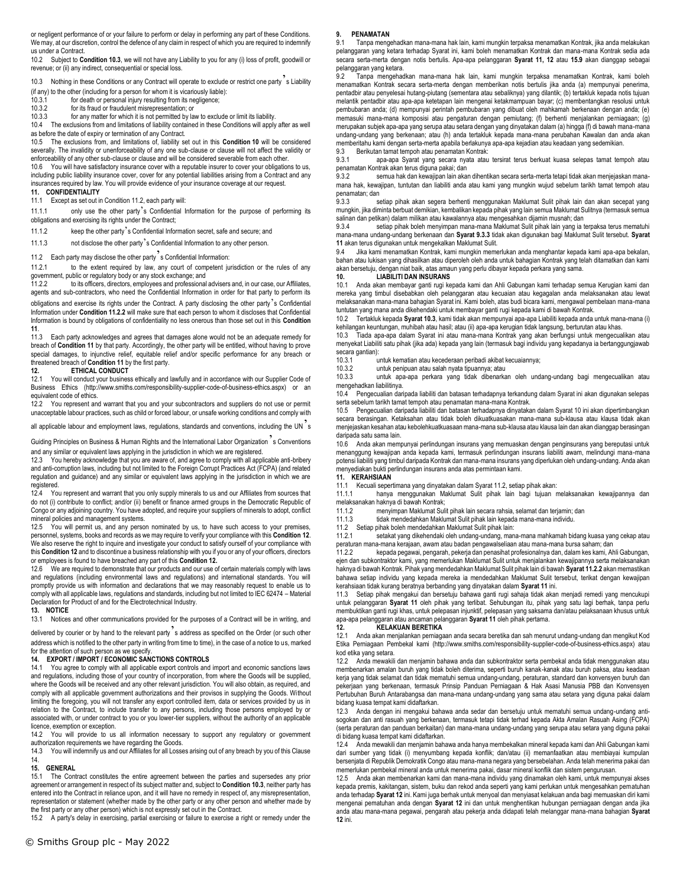or negligent performance of or your failure to perform or delay in performing any part of these Conditions. We may, at our discretion, control the defence of any claim in respect of which you are required to indemnify us under a Contract.

10.2 Subject to **Condition 10.3**, we will not have any Liability to you for any (i) loss of profit, goodwill or revenue; or (ii) any indirect, consequential or special loss.

10.3 Nothing in these Conditions or any Contract will operate to exclude or restrict one party's Liability (if any) to the other (including for a person for whom it is vicariously liable):

10.3.1 for death or personal injury resulting from its negligence;

10.3.2 for its fraud or fraudulent misrepresentation; or

10.3.3 for any matter for which it is not permitted by law to exclude or limit its liability.

10.4 The exclusions from and limitations of liability contained in these Conditions will apply after as well as before the date of expiry or termination of any Contract.

10.5 The exclusions from, and limitations of, liability set out in this **Condition 10** will be considered severally. The invalidity or unenforceability of any one sub-clause or clause will not affect the validity or enforceability of any other sub-clause or clause and will be considered severable from each other.

10.6 You will have satisfactory insurance cover with a reputable insurer to cover your obligations to us, including public liability insurance cover, cover for any potential liabilities arising from a Contract and any insurances required by law. You will provide evidence of your insurance coverage at our request.

## 11. CONFIDENTIALITY

11.1 Except as set out in Condition 11.2, each party will:

11.1.1 only use the other party's Confidential Information for the purpose of performing its obligations and exercising its rights under the Contract;

11.1.2 keep the other party's Confidential Information secret, safe and secure; and

11.1.3 not disclose the other party's Confidential Information to any other person.

11.2 Each party may disclose the other party's Confidential Information:

11.2.1 to the extent required by law, any court of competent jurisdiction or the rules of any government, public or regulatory body or any stock exchange; and

11.2.2 to its officers, directors, employees and professional advisers and, in our case, our Affiliates, agents and sub-contractors, who need the Confidential Information in order for that party to perform its obligations and exercise its rights under the Contract. A party disclosing the other party's Confidential Information under **Condition 11.2.2** will make sure that each person to whom it discloses that Confidential Information is bound by obligations of confidentiality no less onerous than those set out in this **Condition 11**.

11.3 Each party acknowledges and agrees that damages alone would not be an adequate remedy for breach of **Condition 11** by that party. Accordingly, the other party will be entitled, without having to prove special damages, to injunctive relief, equitable relief and/or specific performance for any breach or threatened breach of **Condition 11** by the first party.

## 12. ETHICAL CONDUCT

12.1 You will conduct your business ethically and lawfully and in accordance with our Supplier Code of Business Ethics (http://www.smiths.com/responsibility-supplier-code-of-business-ethics.aspx) or an equivalent code of ethics.

12.2 You represent and warrant that you and your subcontractors and suppliers do not use or permit unacceptable labour practices, such as child or forced labour, or unsafe working conditions and comply with all applicable labour and employment laws, regulations, standards and conventions, including the UN's Guiding Principles on Business & Human Rights and the International Labor Organization's Conventions and any similar or equivalent laws applying in the jurisdiction in which we are registered.

12.3 You hereby acknowledge that you are aware of, and agree to comply with all applicable anti-bribery and anti-corruption laws, including but not limited to the Foreign Corrupt Practices Act (FCPA) (and related regulation and guidance) and any similar or equivalent laws applying in the jurisdiction in which we are registered.

12.4 You represent and warrant that you only supply minerals to us and our Affiliates from sources that do not (i) contribute to conflict; and/or (ii) benefit or finance armed groups in the Democratic Republic of Congo or any adjoining country. You have adopted, and require your suppliers of minerals to adopt, conflict mineral policies and management systems.

12.5 You will permit us, and any person nominated by us, to have such access to your premises, personnel, systems, books and records as we may require to verify your compliance with this **Condition 12**. We also reserve the right to inquire and investigate your conduct to satisfy ourself of your compliance with this **Condition 12** and to discontinue a business relationship with you if you or any of your officers, directors or employees is found to have breached any part of this **Condition 12.**

12.6 We are required to demonstrate that our products and our use of certain materials comply with laws and regulations (including environmental laws and regulations) and international standards. You will promptly provide us with information and declarations that we may reasonably request to enable us to comply with all applicable laws, regulations and standards, including but not limited to IEC 62474 – Material Declaration for Product of and for the Electrotechnical Industry.

## 13. NOTICE

13.1 Notices and other communications provided for the purposes of a Contract will be in writing, and delivered by courier or by hand to the relevant party's address as specified on the Order (or such other address which is notified to the other party in writing from time to time), in the case of a notice to us, marked for the attention of such person as we specify.

## 14. EXPORT / IMPORT / ECONOMIC SANCTIONS CONTROLS

14.1 You agree to comply with all applicable export controls and import and economic sanctions laws and regulations, including those of your country of incorporation, from where the Goods will be supplied, where the Goods will be received and any other relevant jurisdiction. You will also obtain, as required, and comply with all applicable government authorizations and their provisos in supplying the Goods. Without limiting the foregoing, you will not transfer any export controlled item, data or services provided by us in relation to the Contract, to include transfer to any persons, including those persons employed by or associated with, or under contract to you or you lower-tier suppliers, without the authority of an applicable licence, exemption or exception.

14.2 You will provide to us all information necessary to support any regulatory or government authorization requirements we have regarding the Goods.

14.3 You will indemnify us and our Affiliates for all Losses arising out of any breach by you of this Clause 14.

## 15. GENERAL

15.1 The Contract constitutes the entire agreement between the parties and supersedes any prior agreement or arrangement in respect of its subject matter and, subject to **Condition 10.3**, neither party has entered into the Contract in reliance upon, and it will have no remedy in respect of, any misrepresentation, representation or statement (whether made by the other party or any other person and whether made by the first party or any other person) which is not expressly set out in the Contract.

15.2 A party's delay in exercising, partial exercising or failure to exercise a right or remedy under the

## 9. PENAMATAN

9.1 Tanpa mengehadkan mana-mana hak lain, kami mungkin terpaksa menamatkan Kontrak, jika anda melakukan pelanggaran yang ketara terhadap Syarat ini, kami boleh menamatkan Kontrak dan mana-mana Kontrak sedia ada secara serta-merta dengan notis bertulis. Apa-apa pelanggaran **Syarat 11, 12** atau **15.9** akan dianggap sebagai pelanggaran yang ketara.

9.2 Tanpa mengehadkan mana-mana hak lain, kami mungkin terpaksa menamatkan Kontrak, kami boleh menamatkan Kontrak secara serta-merta dengan memberikan notis bertulis jika anda (a) mempunyai penerima, pentadbir atau penyelesai hutang-piutang (sementara atau sebaliknya) yang dilantik; (b) tertakluk kepada notis tujuan melantik pentadbir atau apa-apa ketetapan lain mengenai ketakmampuan bayar; (c) membentangkan resolusi untuk pembubaran anda; (d) mempunyai perintah pembubaran yang dibuat oleh mahkamah berkenaan dengan anda; (e) memasuki mana-mana komposisi atau pengaturan dengan pemiutang; (f) berhenti menjalankan perniagaan; (g) merupakan subjek apa-apa yang serupa atau setara dengan yang dinyatakan dalam (a) hingga (f) di bawah mana-mana undang-undang yang berkenaan; atau (h) anda tertakluk kepada mana-mana perubahan Kawalan dan anda akan memberitahu kami dengan serta-merta apabila berlakunya apa-apa kejadian atau keadaan yang sedemikian.

9.3 Berikutan tamat tempoh atau penamatan Kontrak:

9.3.1 apa-apa Syarat yang secara nyata atau tersirat terus berkuat kuasa selepas tamat tempoh atau penamatan Kontrak akan terus diguna pakai; dan

9.3.2 semua hak dan kewajipan lain akan dihentikan secara serta-merta tetapi tidak akan menjejaskan mana-mana hak, kewajipan, tuntutan dan liabiliti anda atau kami yang mungkin wujud sebelum tarikh tamat tempoh atau penamatan; dan

9.3.3 setiap pihak akan segera berhenti menggunakan Maklumat Sulit pihak lain dan akan secepat yang mungkin, jika diminta berbuat demikian, kembalikan kepada pihak yang lain semua Maklumat Sulitnya (termasuk semua salinan dan petikan) dalam milikan atau kawalannya atau mengesahkan dijamin musnah; dan

9.3.4 setiap pihak boleh menyimpan mana-mana Maklumat Sulit pihak lain yang ia terpaksa terus mematuhi mana-mana undang-undang berkenaan dan **Syarat 9.3.3** tidak akan digunakan bagi Maklumat Sulit tersebut. **Syarat 11** akan terus digunakan untuk mengekalkan Maklumat Sulit.

9.4 Jika kami menamatkan Kontrak, kami mungkin memerlukan anda menghantar kepada kami apa-apa bekalan, bahan atau lukisan yang dihasilkan atau diperoleh oleh anda untuk bahagian Kontrak yang telah ditamatkan dan kami akan bersetuju, dengan niat baik, atas amaun yang perlu dibayar kepada perkara yang sama.

## 10. LIABILITI DAN INSURANS

10.1 Anda akan membayar ganti rugi kepada kami dan Ahli Gabungan kami terhadap semua Kerugian kami dan mereka yang timbul disebabkan oleh pelanggaran atau kecuaian atau kegagalan anda melaksanakan atau lewat melaksanakan mana-mana bahagian Syarat ini. Kami boleh, atas budi bicara kami, mengawal pembelaan mana-mana tuntutan yang mana anda dikehendaki untuk membayar ganti rugi kepada kami di bawah Kontrak.

10.2 Tertakluk kepada **Syarat 10.3**, kami tidak akan mempunyai apa-apa Liabiliti kepada anda untuk mana-mana (i) kehilangan keuntungan, muhibah atau hasil; atau (ii) apa-apa kerugian tidak langsung, berturutan atau khas.

10.3 Tiada apa-apa dalam Syarat ini atau mana-mana Kontrak yang akan berfungsi untuk mengecualikan atau menyekat Liabiliti satu pihak (jika ada) kepada yang lain (termasuk bagi individu yang kepadanya ia bertanggungjawab secara gantian):

10.3.1 untuk kematian atau kecederaan peribadi akibat kecuaiannya;

10.3.2 untuk penipuan atau salah nyata tipuannya; atau

10.3.3 untuk apa-apa perkara yang tidak dibenarkan oleh undang-undang bagi mengecualikan atau mengehadkan liabilitinya.

10.4 Pengecualian daripada liabiliti dan batasan terhadapnya terkandung dalam Syarat ini akan digunakan selepas serta sebelum tarikh tamat tempoh atau penamatan mana-mana Kontrak.

10.5 Pengecualian daripada liabiliti dan batasan terhadapnya dinyatakan dalam Syarat 10 ini akan dipertimbangkan secara berasingan. Ketaksahan atau tidak boleh dikuatkuasakan mana-mana sub-klausa atau klausa tidak akan menjejaskan kesahan atau kebolehkuatkuasaan mana-mana sub-klausa atau klausa lain dan akan dianggap berasingan daripada satu sama lain.

10.6 Anda akan mempunyai perlindungan insurans yang memuaskan dengan penginsurans yang bereputasi untuk menanggung kewajipan anda kepada kami, termasuk perlindungan insurans liabiliti awam, melindungi mana-mana potensi liabiliti yang timbul daripada Kontrak dan mana-mana insurans yang diperlukan oleh undang-undang. Anda akan menyediakan bukti perlindungan insurans anda atas permintaan kami.

## 11. KERAHSIAAN

11.1 Kecuali sepertimana yang dinyatakan dalam Syarat 11.2, setiap pihak akan:

11.1.1 hanya menggunakan Maklumat Sulit pihak lain bagi tujuan melaksanakan kewajipannya dan melaksanakan haknya di bawah Kontrak;

11.1.2 menyimpan Maklumat Sulit pihak lain secara rahsia, selamat dan terjamin; dan

11.1.3 tidak mendedahkan Maklumat Sulit pihak lain kepada mana-mana individu.

11.2 Setiap pihak boleh mendedahkan Maklumat Sulit pihak lain:

11.2.1 setakat yang dikehendaki oleh undang-undang, mana-mana mahkamah bidang kuasa yang cekap atau peraturan mana-mana kerajaan, awam atau badan pengawalseliaan atau mana-mana bursa saham; dan

11.2.2 kepada pegawai, pengarah, pekerja dan penasihat profesionalnya dan, dalam kes kami, Ahli Gabungan, ejen dan subkontraktor kami, yang memerlukan Maklumat Sulit untuk menjalankan kewajipannya serta melaksanakan haknya di bawah Kontrak. Pihak yang mendedahkan Maklumat Sulit pihak lain di bawah **Syarat 11.2.2** akan memastikan bahawa setiap individu yang kepada mereka ia mendedahkan Maklumat Sulit tersebut, terikat dengan kewajipan kerahsiaan tidak kurang beratnya berbanding yang dinyatakan dalam **Syarat 11** ini.

11.3 Setiap pihak mengakui dan bersetuju bahawa ganti rugi sahaja tidak akan menjadi remedi yang mencukupi untuk pelanggaran **Syarat 11** oleh pihak yang terlibat. Sehubungan itu, pihak yang satu lagi berhak, tanpa perlu membuktikan ganti rugi khas, untuk pelepasan injunktif, pelepasan yang saksama dan/atau pelaksanaan khusus untuk apa-apa pelanggaran atau ancaman pelanggaran **Syarat 11** oleh pihak pertama.

## 12. KELAKUAN BERETIKA

12.1 Anda akan menjalankan perniagaan anda secara beretika dan sah menurut undang-undang dan mengikut Kod Etika Perniagaan Pembekal kami (http://www.smiths.com/responsibility-supplier-code-of-business-ethics.aspx) atau kod etika yang setara.

12.2 Anda mewakili dan menjamin bahawa anda dan subkontraktor serta pembekal anda tidak menggunakan atau membenarkan amalan buruh yang tidak boleh diterima, seperti buruh kanak-kanak atau buruh paksa, atau keadaan kerja yang tidak selamat dan tidak mematuhi semua undang-undang, peraturan, standard dan konvensyen buruh dan pekerjaan yang berkenaan, termasuk Prinsip Panduan Perniagaan & Hak Asasi Manusia PBB dan Konvensyen Pertubuhan Buruh Antarabangsa dan mana-mana undang-undang yang sama atau setara yang diguna pakai dalam bidang kuasa tempat kami didaftarkan.

12.3 Anda dengan ini mengakui bahawa anda sedar dan bersetuju untuk mematuhi semua undang-undang anti-sogokan dan anti rasuah yang berkenaan, termasuk tetapi tidak terhad kepada Akta Amalan Rasuah Asing (FCPA) (serta peraturan dan panduan berkaitan) dan mana-mana undang-undang yang serupa atau setara yang diguna pakai di bidang kuasa tempat kami didaftarkan.

12.4 Anda mewakili dan menjamin bahawa anda hanya membekalkan mineral kepada kami dan Ahli Gabungan kami dari sumber yang tidak (i) menyumbang kepada konflik; dan/atau (ii) memanfaatkan atau membiayai kumpulan bersenjata di Republik Demokratik Congo atau mana-mana negara yang bersebelahan. Anda telah menerima pakai dan memerlukan pembekal mineral anda untuk menerima pakai, dasar mineral konflik dan sistem pengurusan.

12.5 Anda akan membenarkan kami dan mana-mana individu yang dinamakan oleh kami, untuk mempunyai akses kepada premis, kakitangan, sistem, buku dan rekod anda seperti yang kami perlukan untuk mengesahkan pematuhan anda terhadap **Syarat 12** ini. Kami juga berhak untuk menyoal dan menyiasat kelakuan anda bagi memuaskan diri kami mengenai pematuhan anda dengan **Syarat 12** ini dan untuk menghentikan hubungan perniagaan dengan anda jika anda atau mana-mana pegawai, pengarah atau pekerja anda didapati telah melanggar mana-mana bahagian **Syarat 12** ini.

© Smiths Group plc - May 2022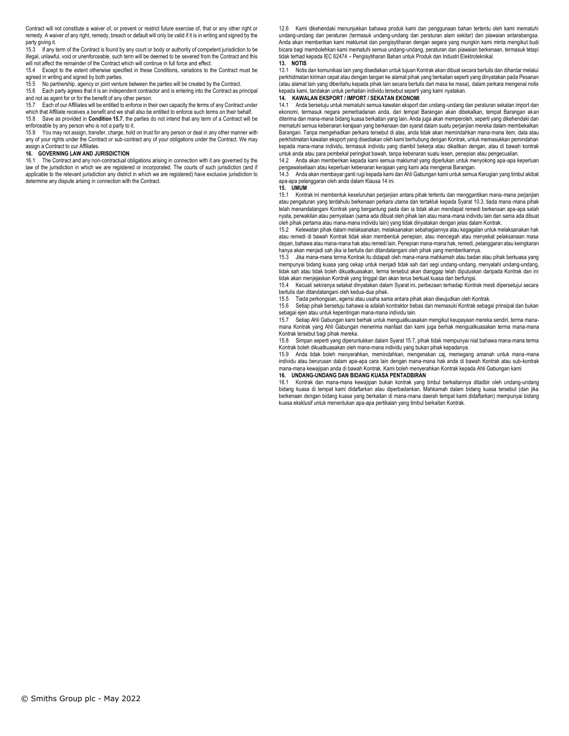Contract will not constitute a waiver of, or prevent or restrict future exercise of, that or any other right or remedy. A waiver of any right, remedy, breach or default will only be valid if it is in writing and signed by the party giving it.

15.3 If any term of the Contract is found by any court or body or authority of competent jurisdiction to be illegal, unlawful, void or unenforceable, such term will be deemed to be severed from the Contract and this will not affect the remainder of the Contract which will continue in full force and effect.

15.4 Except to the extent otherwise specified in these Conditions, variations to the Contract must be agreed in writing and signed by both parties.

15.5 No partnership, agency or joint venture between the parties will be created by the Contract.

15.6 Each party agrees that it is an independent contractor and is entering into the Contract as principal and not as agent for or for the benefit of any other person.

15.7 Each of our Affiliates will be entitled to enforce in their own capacity the terms of any Contract under which that Affiliate receives a benefit and we shall also be entitled to enforce such terms on their behalf.

15.8 Save as provided in **Condition 15.7**, the parties do not intend that any term of a Contract will be enforceable by any person who is not a party to it.

15.9 You may not assign, transfer, charge, hold on trust for any person or deal in any other manner with any of your rights under the Contract or sub-contract any of your obligations under the Contract. We may assign a Contract to our Affiliates.

**16. GOVERNING LAW AND JURISDICTION**

16.1 The Contract and any non-contractual obligations arising in connection with it are governed by the law of the jurisdiction in which we are registered or incorporated. The courts of such jurisdiction (and if applicable to the relevant jurisdiction any district in which we are registered) have exclusive jurisdiction to determine any dispute arising in connection with the Contract.

12.6 Kami dikehendaki menunjukkan bahawa produk kami dan penggunaan bahan tertentu oleh kami mematuhi undang-undang dan peraturan (termasuk undang-undang dan peraturan alam sekitar) dan piawaian antarabangsa. Anda akan memberikan kami maklumat dan pengisytiharan dengan segera yang mungkin kami minta mengikut budi bicara bagi membolehkan kami mematuhi semua undang-undang, peraturan dan piawaian berkenaan, termasuk tetapi tidak terhad kepada IEC 62474 – Pengisytiharan Bahan untuk Produk dan Industri Elektroteknikal.

**13. NOTIS**

13.1 Notis dan komunikasi lain yang disediakan untuk tujuan Kontrak akan dibuat secara bertulis dan dihantar melalui perkhidmatan kiriman cepat atau dengan tangan ke alamat pihak yang berkaitan seperti yang dinyatakan pada Pesanan (atau alamat lain yang diberitahu kepada pihak lain secara bertulis dari masa ke masa), dalam perkara mengenai notis kepada kami, tandakan untuk perhatian individu tersebut seperti yang kami nyatakan.

**14. KAWALAN EKSPORT / IMPORT / SEKATAN EKONOMI**

14.1 Anda bersetuju untuk mematuhi semua kawalan eksport dan undang-undang dan peraturan sekatan import dan ekonomi, termasuk negara pemerbadanan anda, dari tempat Barangan akan dibekalkan, tempat Barangan akan diterima dan mana-mana bidang kuasa berkaitan yang lain. Anda juga akan memperoleh, seperti yang dikehendaki dan mematuhi semua kebenaran kerajaan yang berkenaan dan syarat dalam suatu perjanjian mereka dalam membekalkan Barangan. Tanpa mengehadkan perkara tersebut di atas, anda tidak akan memindahkan mana-mana item, data atau perkhidmatan kawalan eksport yang disediakan oleh kami berhubung dengan Kontrak, untuk memasukkan pemindahan kepada mana-mana individu, termasuk individu yang diambil bekerja atau dikaitkan dengan, atau di bawah kontrak untuk anda atau para pembekal peringkat bawah, tanpa kebenaran suatu lesen, penepian atau pengecualian.

14.2 Anda akan memberikan kepada kami semua maklumat yang diperlukan untuk menyokong apa-apa keperluan pengawalseliaan atau keperluan kebenaran kerajaan yang kami ada mengenai Barangan.

14.3 Anda akan membayar ganti rugi kepada kami dan Ahli Gabungan kami untuk semua Kerugian yang timbul akibat apa-apa pelanggaran oleh anda dalam Klausa 14 ini.

**15. UMUM**

15.1 Kontrak ini membentuk keseluruhan perjanjian antara pihak tertentu dan menggantikan mana-mana perjanjian atau pengaturan yang terdahulu berkenaan perkara utama dan tertakluk kepada Syarat 10.3, tiada mana-mana pihak telah menandatangani Kontrak yang bergantung pada dan ia tidak akan mendapat remedi berkenaan apa-apa salah nyata, perwakilan atau pernyataan (sama ada dibuat oleh pihak lain atau mana-mana individu lain dan sama ada dibuat oleh pihak pertama atau mana-mana individu lain) yang tidak dinyatakan dengan jelas dalam Kontrak.

15.2 Kelewatan pihak dalam melaksanakan, melaksanakan sebahagiannya atau kegagalan untuk melaksanakan hak atau remedi di bawah Kontrak tidak akan membentuk penepian, atau mencegah atau menyekat pelaksanaan masa depan, bahawa atau mana-mana hak atau remedi lain. Penepian mana-mana hak, remedi, pelanggaran atau keingkaran hanya akan menjadi sah jika ia bertulis dan ditandatangani oleh pihak yang memberikannya.

15.3 Jika mana-mana terma Kontrak itu didapati oleh mana-mana mahkamah atau badan atau pihak berkuasa yang mempunyai bidang kuasa yang cekap untuk menjadi tidak sah dari segi undang-undang, menyalahi undang-undang, tidak sah atau tidak boleh dikuatkuasakan, terma tersebut akan dianggap telah diputuskan daripada Kontrak dan ini tidak akan menjejaskan Kontrak yang tinggal dan akan terus berkuat kuasa dan berfungsi.

15.4 Kecuali sekiranya setakat dinyatakan dalam Syarat ini, perbezaan terhadap Kontrak mesti dipersetujui secara bertulis dan ditandatangani oleh kedua-dua pihak.

15.5 Tiada perkongsian, agensi atau usaha sama antara pihak akan diwujudkan oleh Kontrak.

15.6 Setiap pihak bersetuju bahawa ia adalah kontraktor bebas dan memasuki Kontrak sebagai prinsipal dan bukan sebagai ejen atau untuk kepentingan mana-mana individu lain.

15.7 Setiap Ahli Gabungan kami berhak untuk menguatkuasakan mengikut keupayaan mereka sendiri, terma mana-mana Kontrak yang Ahli Gabungan menerima manfaat dan kami juga berhak menguatkuasakan terma mana-mana Kontrak tersebut bagi pihak mereka.

15.8 Simpan seperti yang diperuntukkan dalam Syarat 15.7, pihak tidak mempunyai niat bahawa mana-mana terma Kontrak boleh dikuatkuasakan oleh mana-mana individu yang bukan pihak kepadanya.

15.9 Anda tidak boleh menyerahkan, memindahkan, mengenakan caj, memegang amanah untuk mana-mana individu atau berurusan dalam apa-apa cara lain dengan mana-mana hak anda di bawah Kontrak atau sub-kontrak mana-mana kewajipan anda di bawah Kontrak. Kami boleh menyerahkan Kontrak kepada Ahli Gabungan kami

**16. UNDANG-UNDANG DAN BIDANG KUASA PENTADBIRAN**

16.1 Kontrak dan mana-mana kewajipan bukan kontrak yang timbul berkaitannya ditadbir oleh undang-undang bidang kuasa di tempat kami didaftarkan atau diperbadankan. Mahkamah dalam bidang kuasa tersebut (dan jika berkenaan dengan bidang kuasa yang berkaitan di mana-mana daerah tempat kami didaftarkan) mempunyai bidang kuasa eksklusif untuk menentukan apa-apa pertikaian yang timbul berkaitan Kontrak.

© Smiths Group plc - May 2022